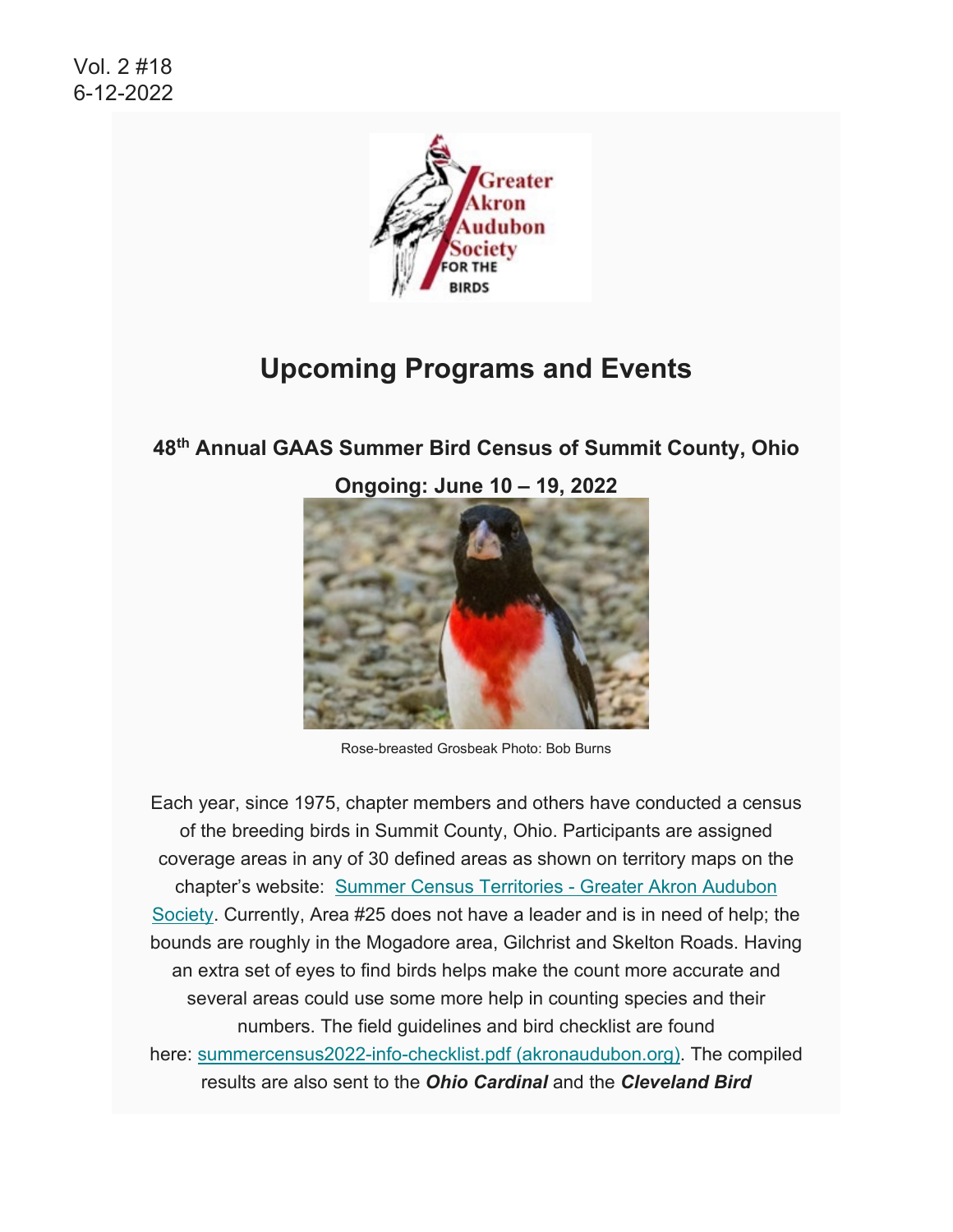Vol. 2 #18
6-12-2022

Greater Akron Audubon Society FOR THE BIRDS

# Upcoming Programs and Events

### 48th Annual GAAS Summer Bird Census of Summit County, Ohio

### Ongoing: June 10 – 19, 2022

Rose-breasted Grosbeak Photo: Bob Burns

Each year, since 1975, chapter members and others have conducted a census of the breeding birds in Summit County, Ohio. Participants are assigned coverage areas in any of 30 defined areas as shown on territory maps on the chapter's website: [Summer Census Territories - Greater Akron Audubon Society](). Currently, Area #25 does not have a leader and is in need of help; the bounds are roughly in the Mogadore area, Gilchrist and Skelton Roads. Having an extra set of eyes to find birds helps make the count more accurate and several areas could use some more help in counting species and their numbers. The field guidelines and bird checklist are found here: [summercensus2022-info-checklist.pdf (akronaudubon.org)](). The compiled results are also sent to the ***Ohio Cardinal*** and the ***Cleveland Bird***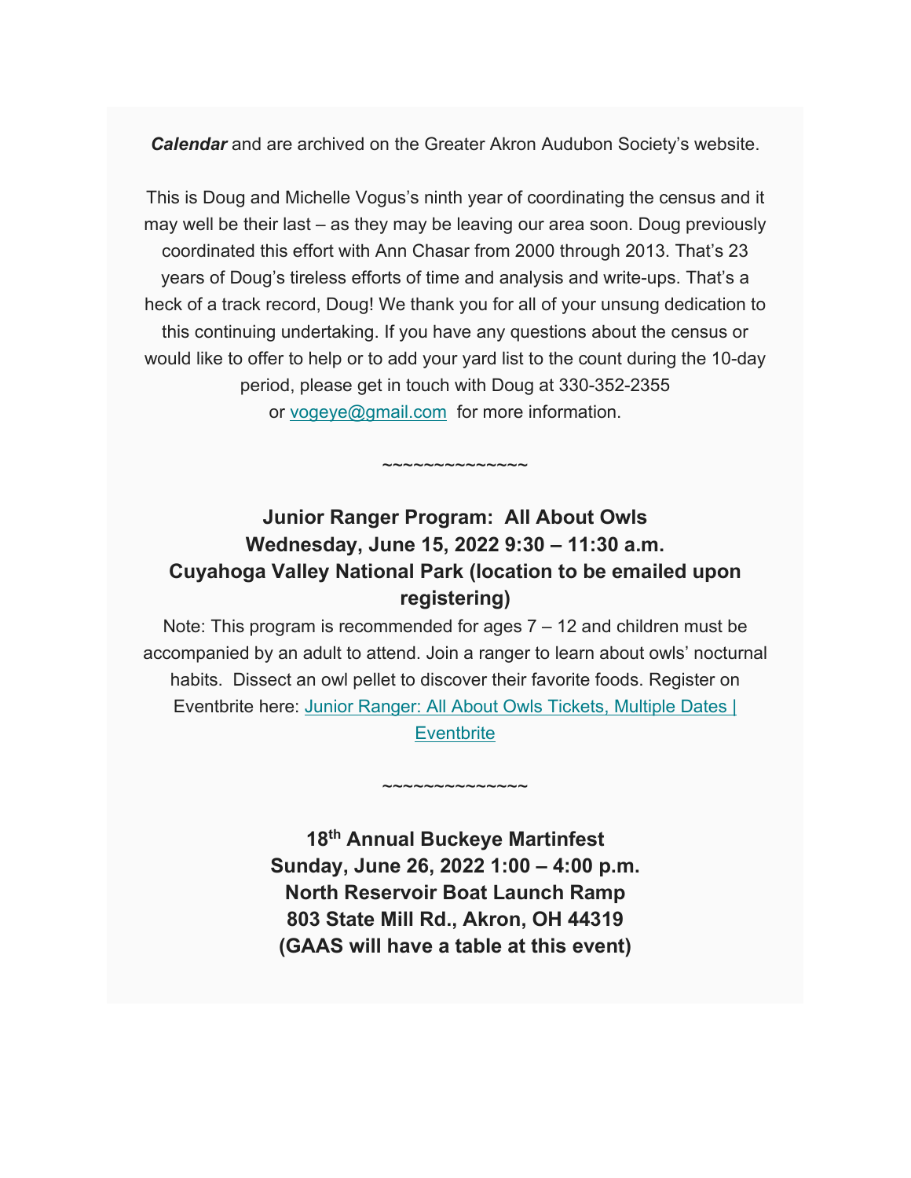***Calendar*** and are archived on the Greater Akron Audubon Society's website.

This is Doug and Michelle Vogus's ninth year of coordinating the census and it may well be their last – as they may be leaving our area soon. Doug previously coordinated this effort with Ann Chasar from 2000 through 2013. That's 23 years of Doug's tireless efforts of time and analysis and write-ups. That's a heck of a track record, Doug! We thank you for all of your unsung dedication to this continuing undertaking. If you have any questions about the census or would like to offer to help or to add your yard list to the count during the 10-day period, please get in touch with Doug at 330-352-2355 or [vogeye@gmail.com](mailto:vogeye@gmail.com) for more information.

~~~~~~~~~~~~~~

**Junior Ranger Program: All About Owls**
**Wednesday, June 15, 2022 9:30 – 11:30 a.m.**
**Cuyahoga Valley National Park (location to be emailed upon registering)**

Note: This program is recommended for ages 7 – 12 and children must be accompanied by an adult to attend. Join a ranger to learn about owls' nocturnal habits. Dissect an owl pellet to discover their favorite foods. Register on Eventbrite here: [Junior Ranger: All About Owls Tickets, Multiple Dates | Eventbrite]

~~~~~~~~~~~~~~

**18th Annual Buckeye Martinfest**
**Sunday, June 26, 2022 1:00 – 4:00 p.m.**
**North Reservoir Boat Launch Ramp**
**803 State Mill Rd., Akron, OH 44319**
**(GAAS will have a table at this event)**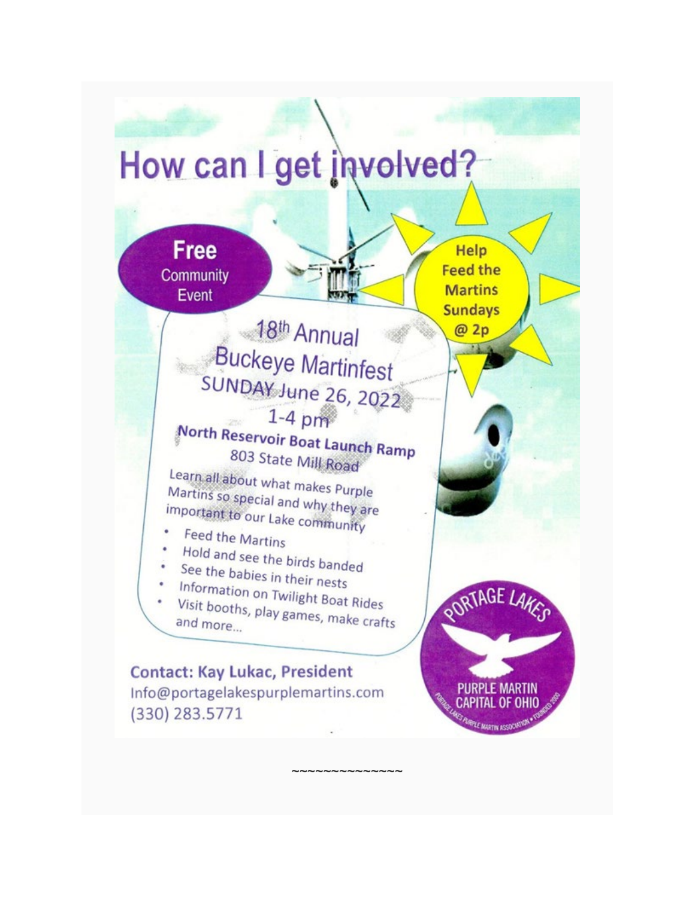# How can I get involved?

**Free** Community Event

**Help Feed the Martins Sundays @ 2p**

## 18th Annual Buckeye Martinfest

**SUNDAY June 26, 2022**

**1-4 pm**

**North Reservoir Boat Launch Ramp**

803 State Mill Road

Learn all about what makes Purple Martins so special and why they are important to our Lake community

- Feed the Martins
- Hold and see the birds banded
- See the babies in their nests
- Information on Twilight Boat Rides
- Visit booths, play games, make crafts and more...

**Contact: Kay Lukac, President**
Info@portagelakespurplemartins.com
(330) 283.5771

PORTAGE LAKES
PURPLE MARTIN CAPITAL OF OHIO
PORTAGE LAKES PURPLE MARTIN ASSOCIATION • FOUNDED 2000

~~~~~~~~~~~~~~~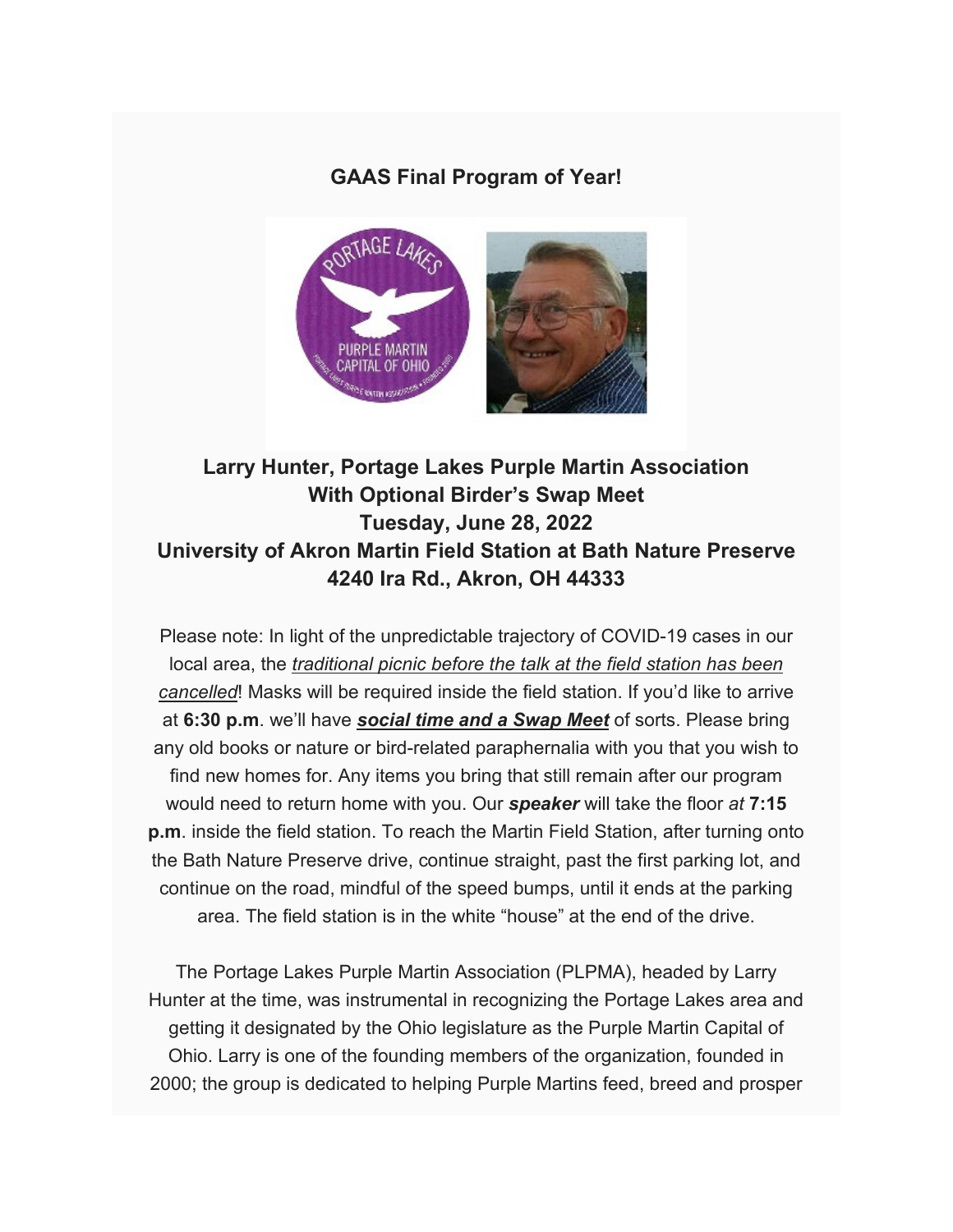**GAAS Final Program of Year!**

**Larry Hunter, Portage Lakes Purple Martin Association**
**With Optional Birder's Swap Meet**
**Tuesday, June 28, 2022**
**University of Akron Martin Field Station at Bath Nature Preserve**
**4240 Ira Rd., Akron, OH 44333**

Please note: In light of the unpredictable trajectory of COVID-19 cases in our local area, the *traditional picnic before the talk at the field station has been cancelled*! Masks will be required inside the field station. If you'd like to arrive at **6:30 p.m**. we'll have ***social time and a Swap Meet*** of sorts. Please bring any old books or nature or bird-related paraphernalia with you that you wish to find new homes for. Any items you bring that still remain after our program would need to return home with you. Our ***speaker*** will take the floor *at* **7:15 p.m**. inside the field station. To reach the Martin Field Station, after turning onto the Bath Nature Preserve drive, continue straight, past the first parking lot, and continue on the road, mindful of the speed bumps, until it ends at the parking area. The field station is in the white "house" at the end of the drive.

The Portage Lakes Purple Martin Association (PLPMA), headed by Larry Hunter at the time, was instrumental in recognizing the Portage Lakes area and getting it designated by the Ohio legislature as the Purple Martin Capital of Ohio. Larry is one of the founding members of the organization, founded in 2000; the group is dedicated to helping Purple Martins feed, breed and prosper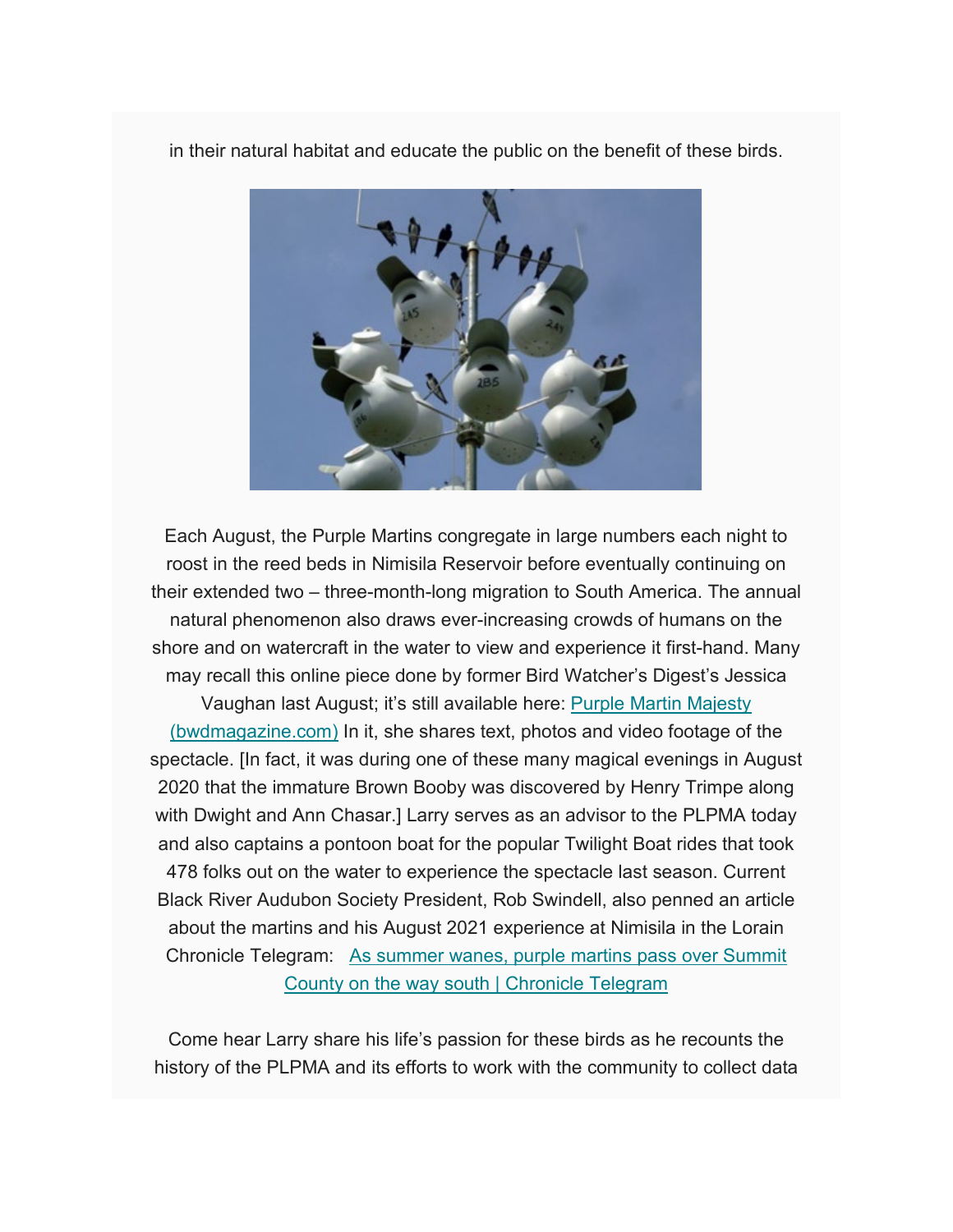in their natural habitat and educate the public on the benefit of these birds.

Each August, the Purple Martins congregate in large numbers each night to roost in the reed beds in Nimisila Reservoir before eventually continuing on their extended two – three-month-long migration to South America. The annual natural phenomenon also draws ever-increasing crowds of humans on the shore and on watercraft in the water to view and experience it first-hand. Many may recall this online piece done by former Bird Watcher's Digest's Jessica Vaughan last August; it's still available here: [Purple Martin Majesty (bwdmagazine.com)](bwdmagazine.com) In it, she shares text, photos and video footage of the spectacle. [In fact, it was during one of these many magical evenings in August 2020 that the immature Brown Booby was discovered by Henry Trimpe along with Dwight and Ann Chasar.] Larry serves as an advisor to the PLPMA today and also captains a pontoon boat for the popular Twilight Boat rides that took 478 folks out on the water to experience the spectacle last season. Current Black River Audubon Society President, Rob Swindell, also penned an article about the martins and his August 2021 experience at Nimisila in the Lorain Chronicle Telegram: As summer wanes, purple martins pass over Summit County on the way south | Chronicle Telegram

Come hear Larry share his life's passion for these birds as he recounts the history of the PLPMA and its efforts to work with the community to collect data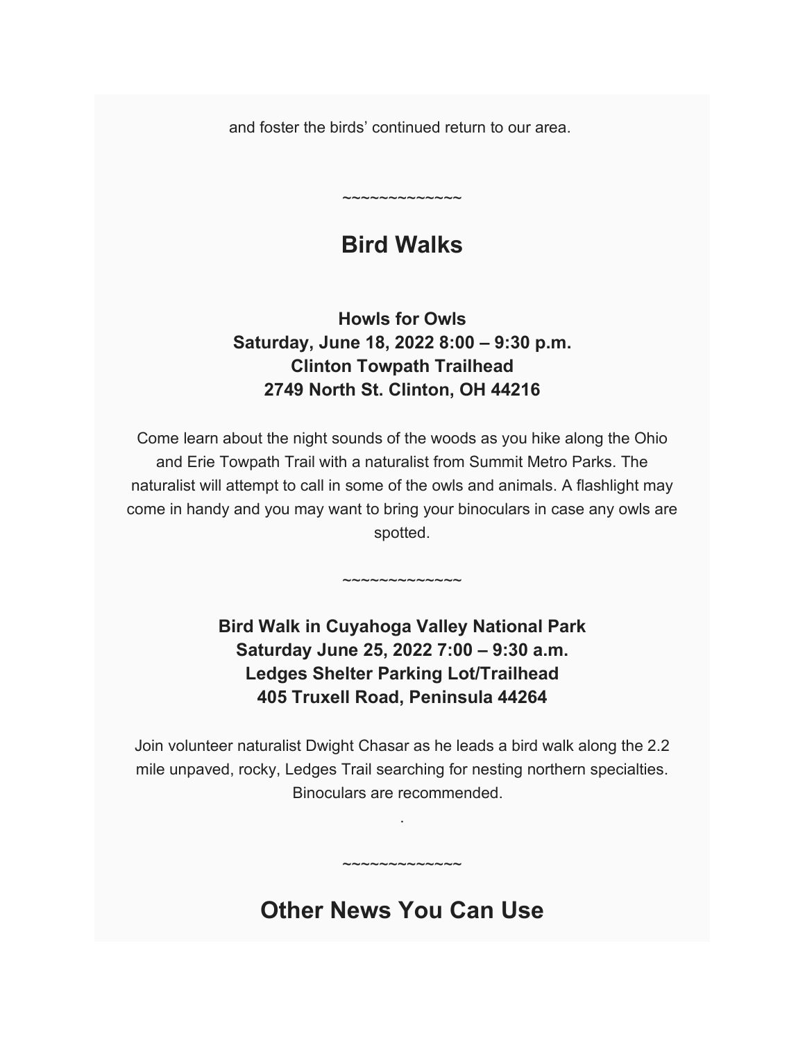and foster the birds' continued return to our area.

~~~~~~~~~~~~~~

## Bird Walks

### Howls for Owls
### Saturday, June 18, 2022 8:00 – 9:30 p.m.
### Clinton Towpath Trailhead
### 2749 North St. Clinton, OH 44216

Come learn about the night sounds of the woods as you hike along the Ohio and Erie Towpath Trail with a naturalist from Summit Metro Parks. The naturalist will attempt to call in some of the owls and animals. A flashlight may come in handy and you may want to bring your binoculars in case any owls are spotted.

~~~~~~~~~~~~~~

### Bird Walk in Cuyahoga Valley National Park
### Saturday June 25, 2022 7:00 – 9:30 a.m.
### Ledges Shelter Parking Lot/Trailhead
### 405 Truxell Road, Peninsula 44264

Join volunteer naturalist Dwight Chasar as he leads a bird walk along the 2.2 mile unpaved, rocky, Ledges Trail searching for nesting northern specialties. Binoculars are recommended.

.

~~~~~~~~~~~~~~

## Other News You Can Use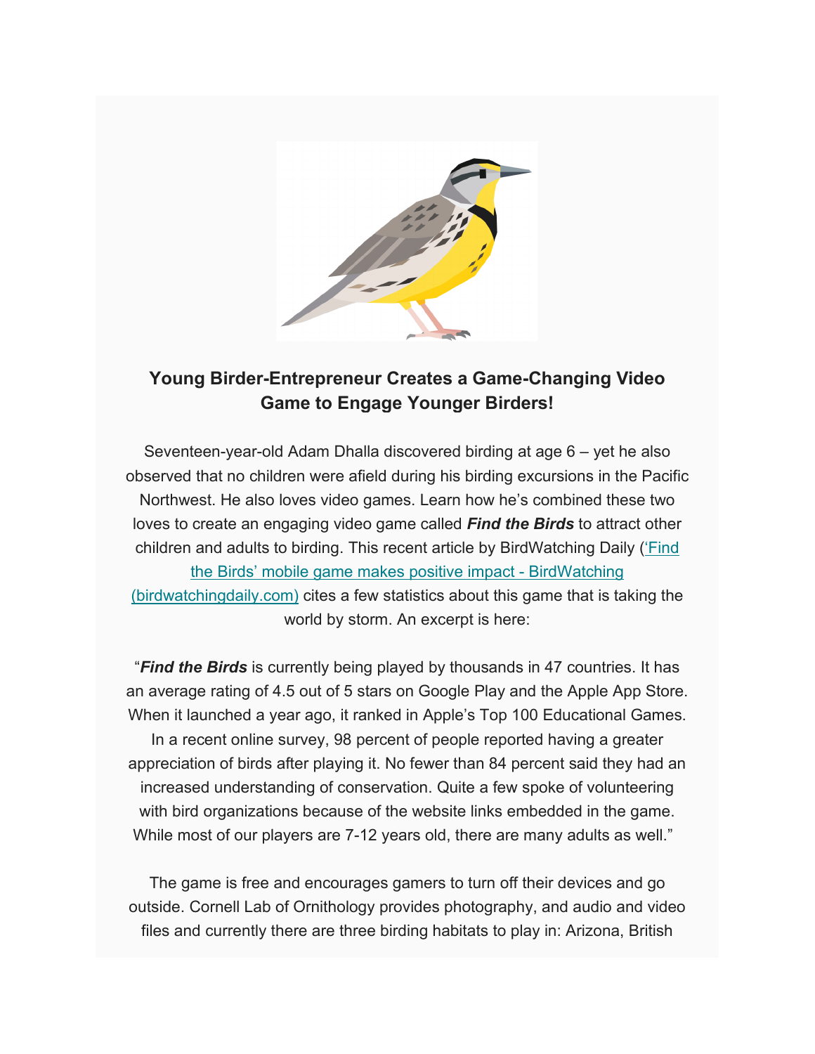**Young Birder-Entrepreneur Creates a Game-Changing Video Game to Engage Younger Birders!**

Seventeen-year-old Adam Dhalla discovered birding at age 6 – yet he also observed that no children were afield during his birding excursions in the Pacific Northwest. He also loves video games. Learn how he's combined these two loves to create an engaging video game called ***Find the Birds*** to attract other children and adults to birding. This recent article by BirdWatching Daily ('Find the Birds' mobile game makes positive impact - BirdWatching (birdwatchingdaily.com) cites a few statistics about this game that is taking the world by storm. An excerpt is here:

"***Find the Birds*** is currently being played by thousands in 47 countries. It has an average rating of 4.5 out of 5 stars on Google Play and the Apple App Store. When it launched a year ago, it ranked in Apple's Top 100 Educational Games. In a recent online survey, 98 percent of people reported having a greater appreciation of birds after playing it. No fewer than 84 percent said they had an increased understanding of conservation. Quite a few spoke of volunteering with bird organizations because of the website links embedded in the game. While most of our players are 7-12 years old, there are many adults as well."

The game is free and encourages gamers to turn off their devices and go outside. Cornell Lab of Ornithology provides photography, and audio and video files and currently there are three birding habitats to play in: Arizona, British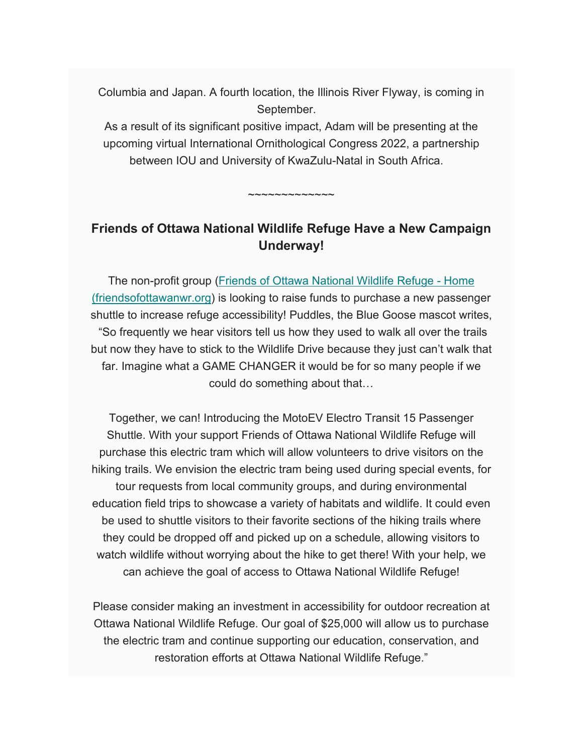Columbia and Japan. A fourth location, the Illinois River Flyway, is coming in September.
As a result of its significant positive impact, Adam will be presenting at the upcoming virtual International Ornithological Congress 2022, a partnership between IOU and University of KwaZulu-Natal in South Africa.

~~~~~~~~~~~~~

**Friends of Ottawa National Wildlife Refuge Have a New Campaign Underway!**

The non-profit group ([Friends of Ottawa National Wildlife Refuge - Home (friendsofottawanwr.org)]) is looking to raise funds to purchase a new passenger shuttle to increase refuge accessibility! Puddles, the Blue Goose mascot writes, "So frequently we hear visitors tell us how they used to walk all over the trails but now they have to stick to the Wildlife Drive because they just can't walk that far. Imagine what a GAME CHANGER it would be for so many people if we could do something about that…

Together, we can! Introducing the MotoEV Electro Transit 15 Passenger Shuttle. With your support Friends of Ottawa National Wildlife Refuge will purchase this electric tram which will allow volunteers to drive visitors on the hiking trails. We envision the electric tram being used during special events, for tour requests from local community groups, and during environmental education field trips to showcase a variety of habitats and wildlife. It could even be used to shuttle visitors to their favorite sections of the hiking trails where they could be dropped off and picked up on a schedule, allowing visitors to watch wildlife without worrying about the hike to get there! With your help, we can achieve the goal of access to Ottawa National Wildlife Refuge!

Please consider making an investment in accessibility for outdoor recreation at Ottawa National Wildlife Refuge. Our goal of $25,000 will allow us to purchase the electric tram and continue supporting our education, conservation, and restoration efforts at Ottawa National Wildlife Refuge."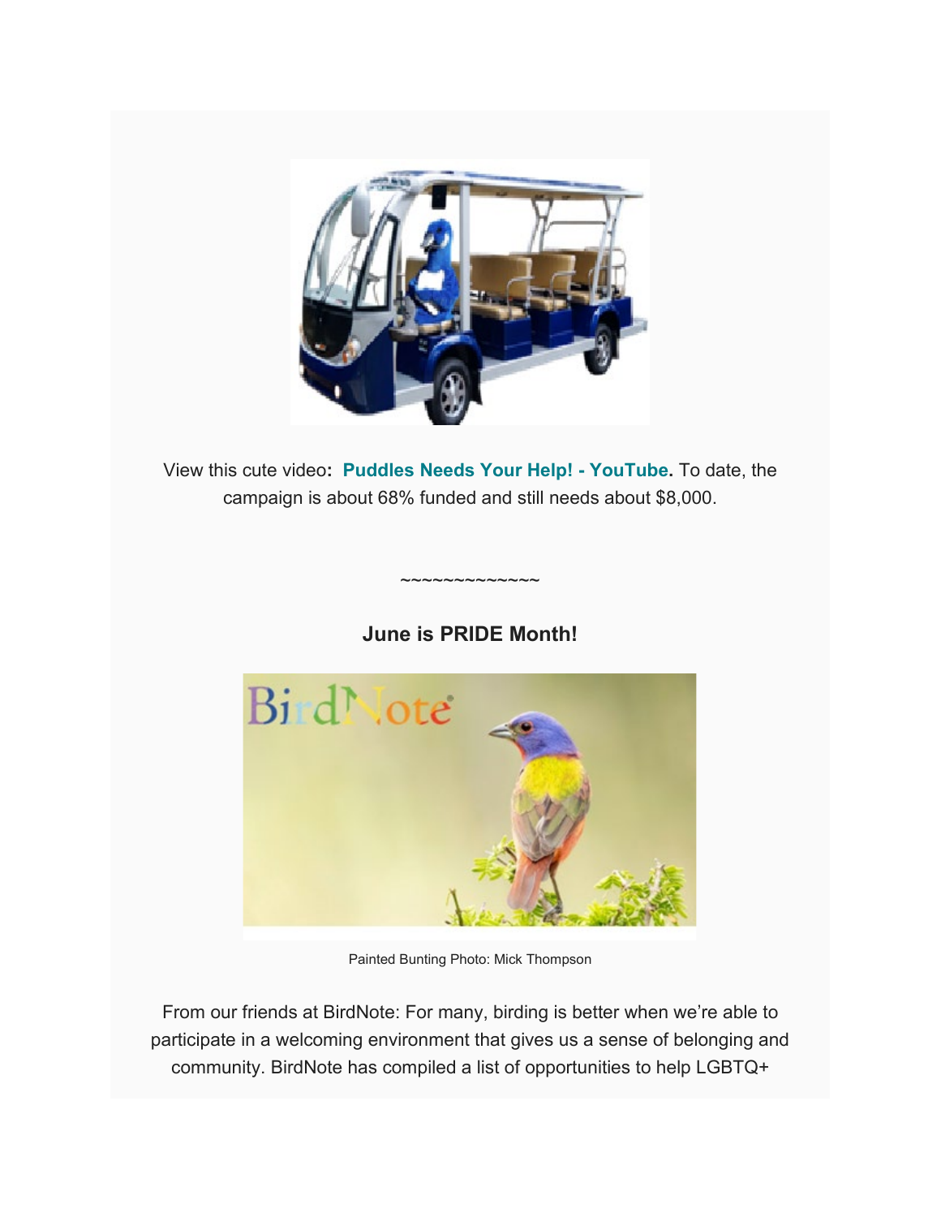View this cute video**:** **Puddles Needs Your Help! - YouTube.** To date, the campaign is about 68% funded and still needs about $8,000.

~~~~~~~~~~~~~~

**June is PRIDE Month!**

Painted Bunting Photo: Mick Thompson

From our friends at BirdNote: For many, birding is better when we're able to participate in a welcoming environment that gives us a sense of belonging and community. BirdNote has compiled a list of opportunities to help LGBTQ+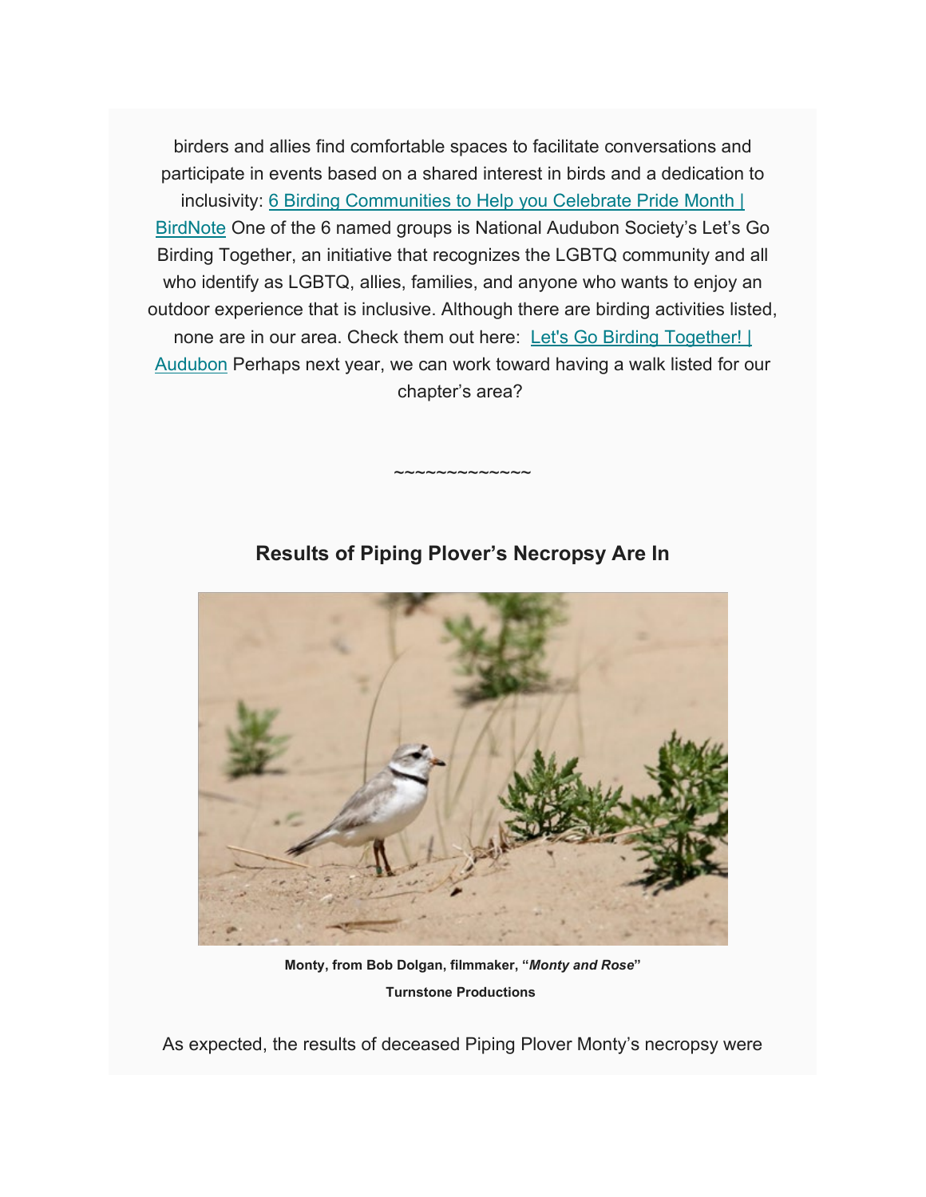birders and allies find comfortable spaces to facilitate conversations and participate in events based on a shared interest in birds and a dedication to inclusivity: [6 Birding Communities to Help you Celebrate Pride Month | BirdNote]() One of the 6 named groups is National Audubon Society's Let's Go Birding Together, an initiative that recognizes the LGBTQ community and all who identify as LGBTQ, allies, families, and anyone who wants to enjoy an outdoor experience that is inclusive. Although there are birding activities listed, none are in our area. Check them out here: [Let's Go Birding Together! | Audubon]() Perhaps next year, we can work toward having a walk listed for our chapter's area?

~~~~~~~~~~~~~~

### Results of Piping Plover's Necropsy Are In

**Monty, from Bob Dolgan, filmmaker, "*Monty and Rose*"**

**Turnstone Productions**

As expected, the results of deceased Piping Plover Monty's necropsy were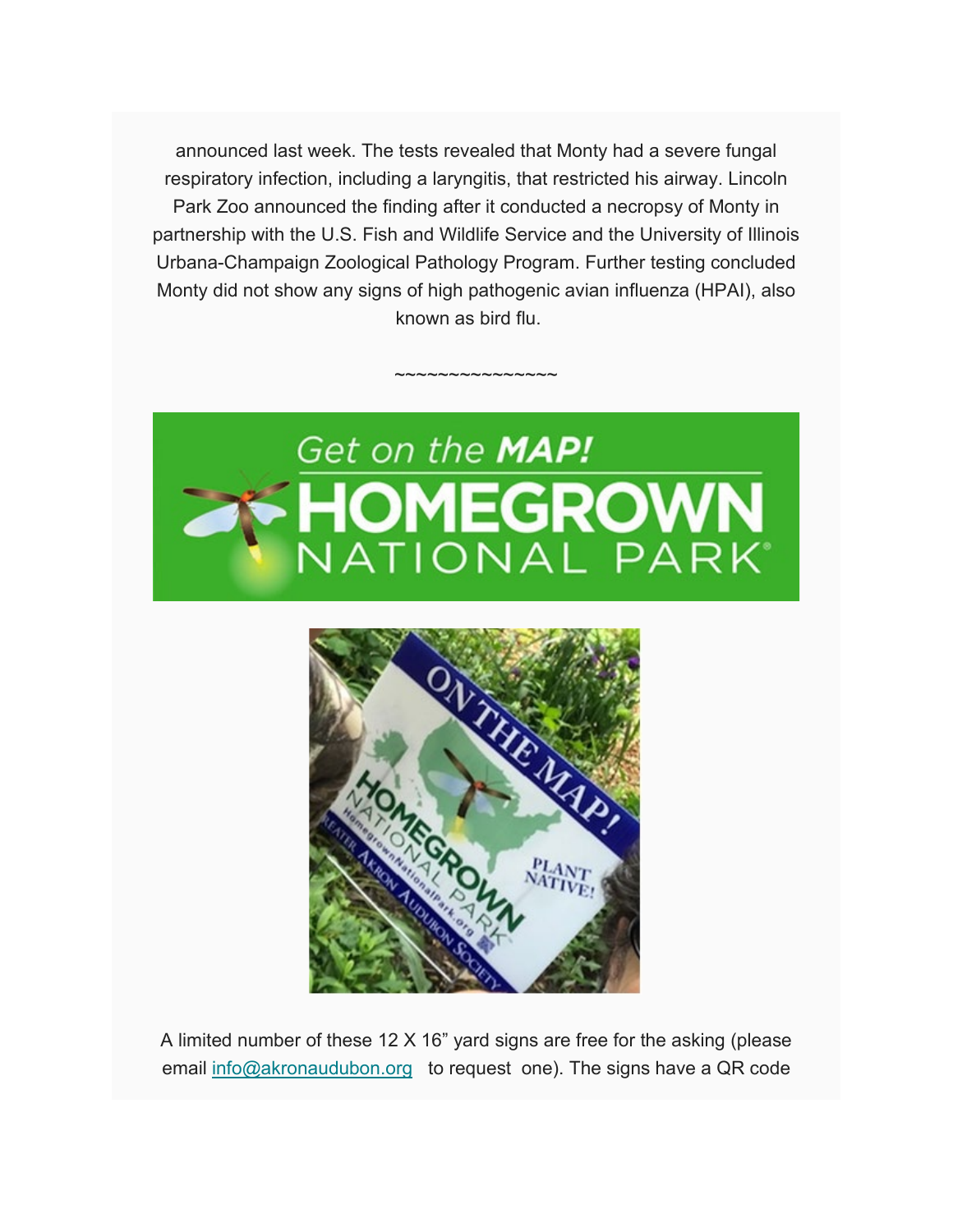announced last week. The tests revealed that Monty had a severe fungal respiratory infection, including a laryngitis, that restricted his airway. Lincoln Park Zoo announced the finding after it conducted a necropsy of Monty in partnership with the U.S. Fish and Wildlife Service and the University of Illinois Urbana-Champaign Zoological Pathology Program. Further testing concluded Monty did not show any signs of high pathogenic avian influenza (HPAI), also known as bird flu.

~~~~~~~~~~~~~~~~

A limited number of these 12 X 16" yard signs are free for the asking (please email info@akronaudubon.org to request one). The signs have a QR code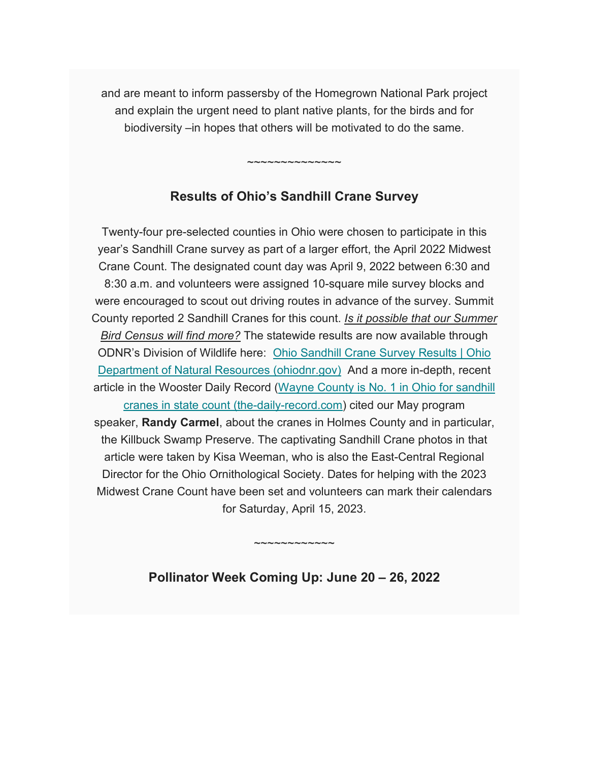and are meant to inform passersby of the Homegrown National Park project and explain the urgent need to plant native plants, for the birds and for biodiversity –in hopes that others will be motivated to do the same.

~~~~~~~~~~~~~~

## Results of Ohio's Sandhill Crane Survey

Twenty-four pre-selected counties in Ohio were chosen to participate in this year's Sandhill Crane survey as part of a larger effort, the April 2022 Midwest Crane Count. The designated count day was April 9, 2022 between 6:30 and 8:30 a.m. and volunteers were assigned 10-square mile survey blocks and were encouraged to scout out driving routes in advance of the survey. Summit County reported 2 Sandhill Cranes for this count. ***Is it possible that our Summer Bird Census will find more?*** The statewide results are now available through ODNR's Division of Wildlife here: Ohio Sandhill Crane Survey Results | Ohio Department of Natural Resources (ohiodnr.gov) And a more in-depth, recent article in the Wooster Daily Record (Wayne County is No. 1 in Ohio for sandhill cranes in state count (the-daily-record.com) cited our May program speaker, **Randy Carmel**, about the cranes in Holmes County and in particular, the Killbuck Swamp Preserve. The captivating Sandhill Crane photos in that article were taken by Kisa Weeman, who is also the East-Central Regional Director for the Ohio Ornithological Society. Dates for helping with the 2023 Midwest Crane Count have been set and volunteers can mark their calendars for Saturday, April 15, 2023.

~~~~~~~~~~~~

## Pollinator Week Coming Up: June 20 – 26, 2022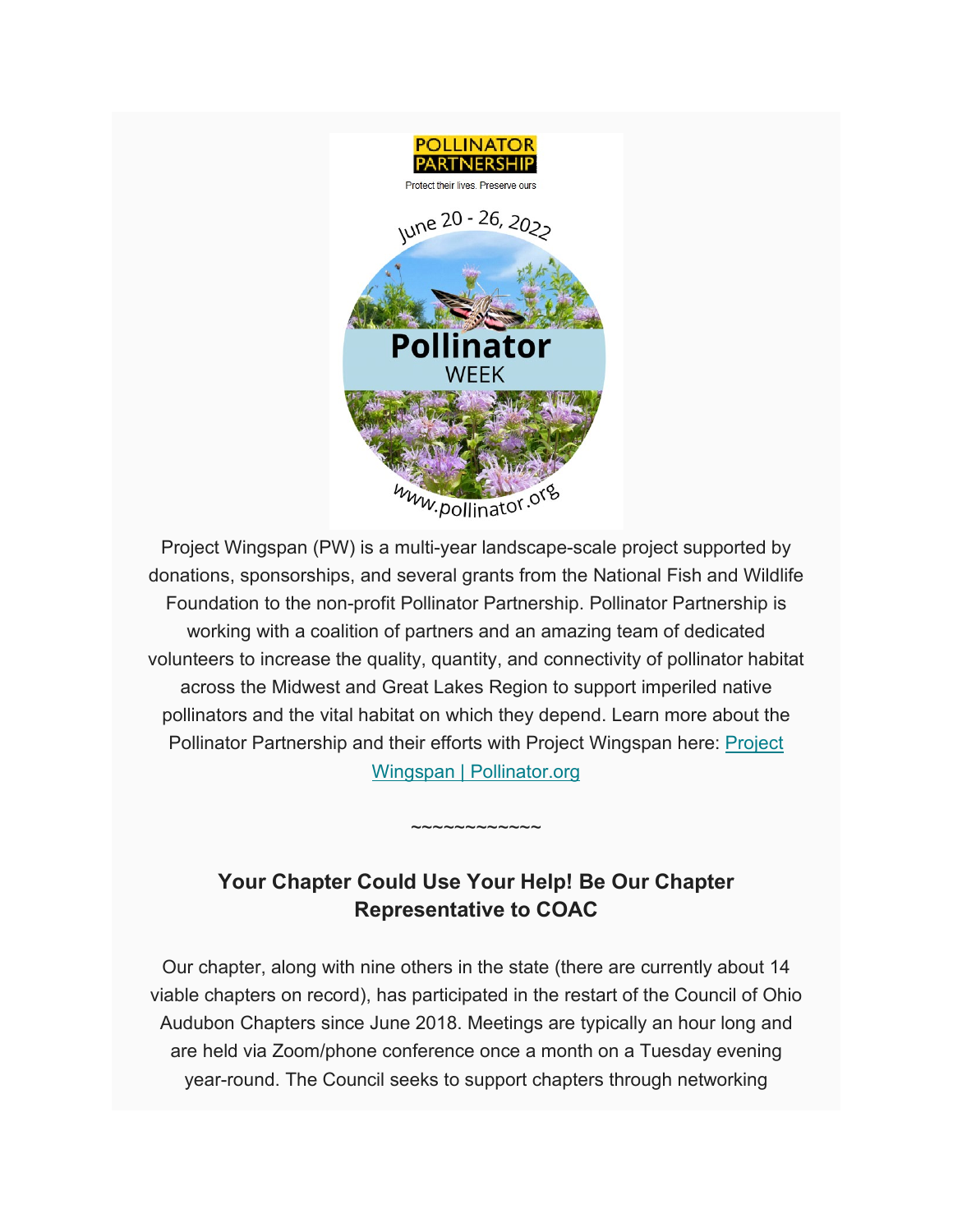Project Wingspan (PW) is a multi-year landscape-scale project supported by donations, sponsorships, and several grants from the National Fish and Wildlife Foundation to the non-profit Pollinator Partnership. Pollinator Partnership is working with a coalition of partners and an amazing team of dedicated volunteers to increase the quality, quantity, and connectivity of pollinator habitat across the Midwest and Great Lakes Region to support imperiled native pollinators and the vital habitat on which they depend. Learn more about the Pollinator Partnership and their efforts with Project Wingspan here: [Project Wingspan | Pollinator.org]

~~~~~~~~~~~~

### Your Chapter Could Use Your Help! Be Our Chapter Representative to COAC

Our chapter, along with nine others in the state (there are currently about 14 viable chapters on record), has participated in the restart of the Council of Ohio Audubon Chapters since June 2018. Meetings are typically an hour long and are held via Zoom/phone conference once a month on a Tuesday evening year-round. The Council seeks to support chapters through networking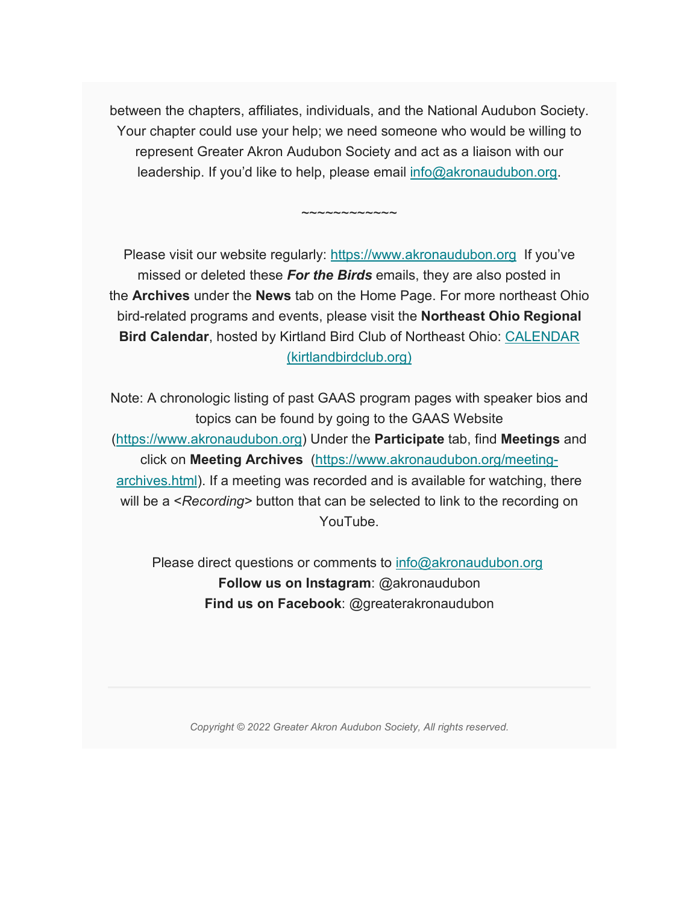between the chapters, affiliates, individuals, and the National Audubon Society. Your chapter could use your help; we need someone who would be willing to represent Greater Akron Audubon Society and act as a liaison with our leadership. If you'd like to help, please email [info@akronaudubon.org](mailto:info@akronaudubon.org).

~~~~~~~~~~~~

Please visit our website regularly: [https://www.akronaudubon.org](https://www.akronaudubon.org) If you've missed or deleted these ***For the Birds*** emails, they are also posted in the **Archives** under the **News** tab on the Home Page. For more northeast Ohio bird-related programs and events, please visit the **Northeast Ohio Regional Bird Calendar**, hosted by Kirtland Bird Club of Northeast Ohio: [CALENDAR (kirtlandbirdclub.org)](kirtlandbirdclub.org)

Note: A chronologic listing of past GAAS program pages with speaker bios and topics can be found by going to the GAAS Website ([https://www.akronaudubon.org](https://www.akronaudubon.org)) Under the **Participate** tab, find **Meetings** and click on **Meeting Archives** ([https://www.akronaudubon.org/meeting-archives.html](https://www.akronaudubon.org/meeting-archives.html)). If a meeting was recorded and is available for watching, there will be a <*Recording*> button that can be selected to link to the recording on YouTube.

Please direct questions or comments to [info@akronaudubon.org](mailto:info@akronaudubon.org)
**Follow us on Instagram**: @akronaudubon
**Find us on Facebook**: @greaterakronaudubon

---

*Copyright © 2022 Greater Akron Audubon Society, All rights reserved.*